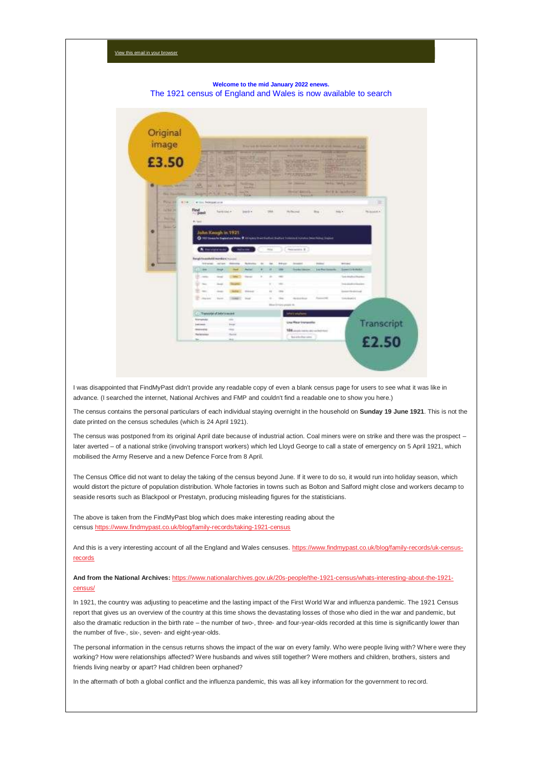View this email in your browser

**Welcome to the mid January 2022 enews.**

The 1921 census of England and Wales is now available to search

I was disappointed that FindMyPast didn't provide any readable copy of even a blank census page for users to see what it was like in advance. (I searched the internet, National Archives and FMP and couldn't find a readable one to show you here.)

The census contains the personal particulars of each individual staying overnight in the household on **Sunday 19 June 1921**. This is not the date printed on the census schedules (which is 24 April 1921).

The census was postponed from its original April date because of industrial action. Coal miners were on strike and there was the prospect – later averted – of a national strike (involving transport workers) which led Lloyd George to call a state of emergency on 5 April 1921, which mobilised the Army Reserve and a new Defence Force from 8 April.

The Census Office did not want to delay the taking of the census beyond June. If it were to do so, it would run into holiday season, which would distort the picture of population distribution. Whole factories in towns such as Bolton and Salford might close and workers decamp to seaside resorts such as Blackpool or Prestatyn, producing misleading figures for the statisticians.

The above is taken from the FindMyPast blog which does make interesting reading about the census https://www.findmypast.co.uk/blog/family-records/taking-1921-census

And this is a very interesting account of all the England and Wales censuses. https://www.findmypast.co.uk/blog/family-records/uk-census-records

**And from the National Archives:** https://www.nationalarchives.gov.uk/20s-people/the-1921-census/whats-interesting-about-the-1921-census/

In 1921, the country was adjusting to peacetime and the lasting impact of the First World War and influenza pandemic. The 1921 Census report that gives us an overview of the country at this time shows the devastating losses of those who died in the war and pandemic, but also the dramatic reduction in the birth rate – the number of two-, three- and four-year-olds recorded at this time is significantly lower than the number of five-, six-, seven- and eight-year-olds.

The personal information in the census returns shows the impact of the war on every family. Who were people living with? Where were they working? How were relationships affected? Were husbands and wives still together? Were mothers and children, brothers, sisters and friends living nearby or apart? Had children been orphaned?

In the aftermath of both a global conflict and the influenza pandemic, this was all key information for the government to record.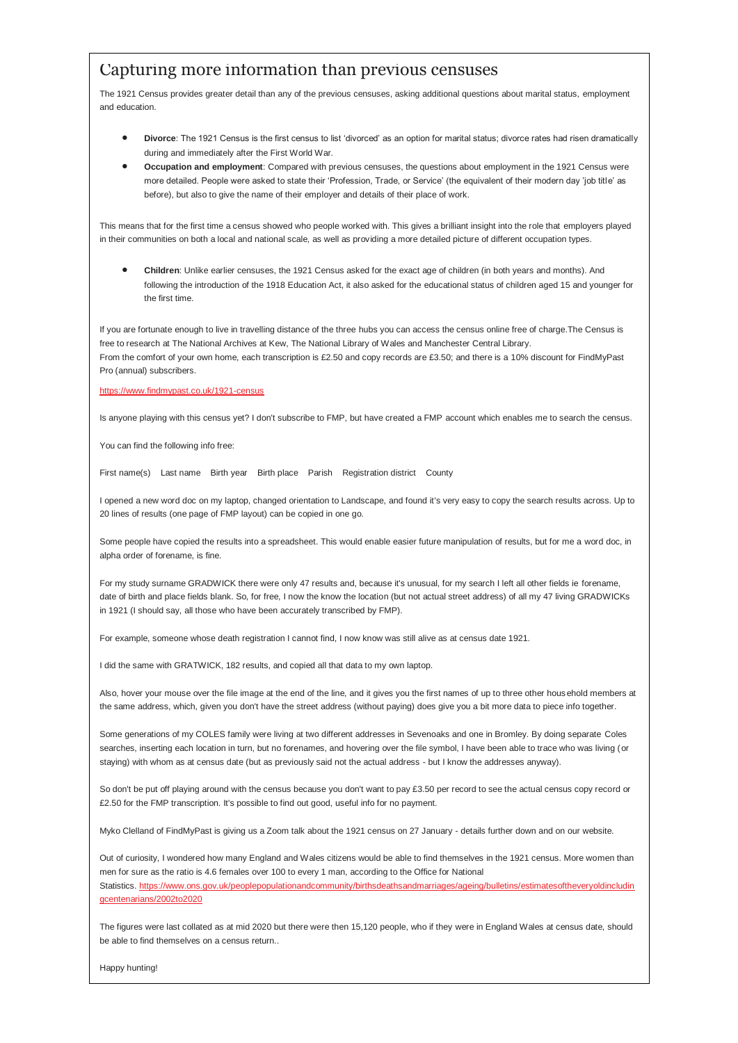# Capturing more information than previous censuses

The 1921 Census provides greater detail than any of the previous censuses, asking additional questions about marital status, employment and education.

- **Divorce**: The 1921 Census is the first census to list 'divorced' as an option for marital status; divorce rates had risen dramatically during and immediately after the First World War.
- **Occupation and employment**: Compared with previous censuses, the questions about employment in the 1921 Census were more detailed. People were asked to state their 'Profession, Trade, or Service' (the equivalent of their modern day 'job title' as before), but also to give the name of their employer and details of their place of work.

This means that for the first time a census showed who people worked with. This gives a brilliant insight into the role that employers played in their communities on both a local and national scale, as well as providing a more detailed picture of different occupation types.

- **Children**: Unlike earlier censuses, the 1921 Census asked for the exact age of children (in both years and months). And following the introduction of the 1918 Education Act, it also asked for the educational status of children aged 15 and younger for the first time.

If you are fortunate enough to live in travelling distance of the three hubs you can access the census online free of charge.The Census is free to research at The National Archives at Kew, The National Library of Wales and Manchester Central Library.
From the comfort of your own home, each transcription is £2.50 and copy records are £3.50; and there is a 10% discount for FindMyPast Pro (annual) subscribers.

https://www.findmypast.co.uk/1921-census

Is anyone playing with this census yet? I don't subscribe to FMP, but have created a FMP account which enables me to search the census.

You can find the following info free:

First name(s)    Last name    Birth year    Birth place    Parish    Registration district    County

I opened a new word doc on my laptop, changed orientation to Landscape, and found it's very easy to copy the search results across. Up to 20 lines of results (one page of FMP layout) can be copied in one go.

Some people have copied the results into a spreadsheet. This would enable easier future manipulation of results, but for me a word doc, in alpha order of forename, is fine.

For my study surname GRADWICK there were only 47 results and, because it's unusual, for my search I left all other fields ie forename, date of birth and place fields blank. So, for free, I now the know the location (but not actual street address) of all my 47 living GRADWICKs in 1921 (I should say, all those who have been accurately transcribed by FMP).

For example, someone whose death registration I cannot find, I now know was still alive as at census date 1921.

I did the same with GRATWICK, 182 results, and copied all that data to my own laptop.

Also, hover your mouse over the file image at the end of the line, and it gives you the first names of up to three other household members at the same address, which, given you don't have the street address (without paying) does give you a bit more data to piece info together.

Some generations of my COLES family were living at two different addresses in Sevenoaks and one in Bromley. By doing separate Coles searches, inserting each location in turn, but no forenames, and hovering over the file symbol, I have been able to trace who was living (or staying) with whom as at census date (but as previously said not the actual address - but I know the addresses anyway).

So don't be put off playing around with the census because you don't want to pay £3.50 per record to see the actual census copy record or £2.50 for the FMP transcription. It's possible to find out good, useful info for no payment.

Myko Clelland of FindMyPast is giving us a Zoom talk about the 1921 census on 27 January - details further down and on our website.

Out of curiosity, I wondered how many England and Wales citizens would be able to find themselves in the 1921 census. More women than men for sure as the ratio is 4.6 females over 100 to every 1 man, according to the Office for National Statistics. https://www.ons.gov.uk/peoplepopulationandcommunity/birthsdeathsandmarriages/ageing/bulletins/estimatesoftheveryoldincludingcentenarians/2002to2020

The figures were last collated as at mid 2020 but there were then 15,120 people, who if they were in England Wales at census date, should be able to find themselves on a census return..

Happy hunting!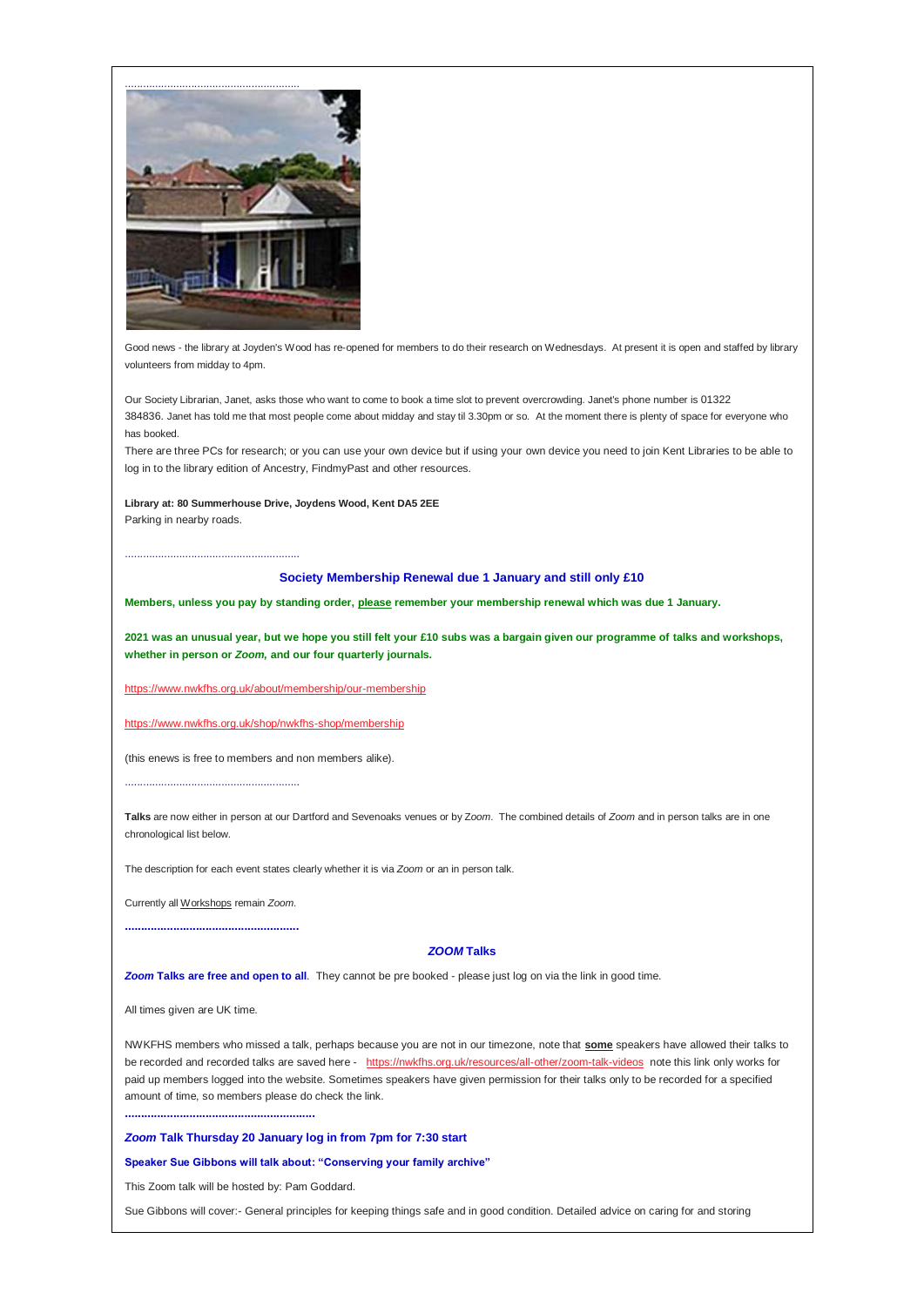.........................................................

Good news - the library at Joyden's Wood has re-opened for members to do their research on Wednesdays. At present it is open and staffed by library volunteers from midday to 4pm.

Our Society Librarian, Janet, asks those who want to come to book a time slot to prevent overcrowding. Janet's phone number is 01322 384836. Janet has told me that most people come about midday and stay til 3.30pm or so. At the moment there is plenty of space for everyone who has booked.

There are three PCs for research; or you can use your own device but if using your own device you need to join Kent Libraries to be able to log in to the library edition of Ancestry, FindmyPast and other resources.

**Library at: 80 Summerhouse Drive, Joydens Wood, Kent DA5 2EE**
Parking in nearby roads.

.........................................................

## Society Membership Renewal due 1 January and still only £10

**Members, unless you pay by standing order, please remember your membership renewal which was due 1 January.**

**2021 was an unusual year, but we hope you still felt your £10 subs was a bargain given our programme of talks and workshops, whether in person or *Zoom,* and our four quarterly journals.**

https://www.nwkfhs.org.uk/about/membership/our-membership

https://www.nwkfhs.org.uk/shop/nwkfhs-shop/membership

(this enews is free to members and non members alike).

.........................................................

**Talks** are now either in person at our Dartford and Sevenoaks venues or by *Zoom*. The combined details of *Zoom* and in person talks are in one chronological list below.

The description for each event states clearly whether it is via *Zoom* or an in person talk.

Currently all Workshops remain *Zoom*.

.........................................................

## *ZOOM* Talks

***Zoom* Talks are free and open to all**. They cannot be pre booked - please just log on via the link in good time.

All times given are UK time.

NWKFHS members who missed a talk, perhaps because you are not in our timezone, note that **some** speakers have allowed their talks to be recorded and recorded talks are saved here - https://nwkfhs.org.uk/resources/all-other/zoom-talk-videos note this link only works for paid up members logged into the website. Sometimes speakers have given permission for their talks only to be recorded for a specified amount of time, so members please do check the link.

.........................................................

### *Zoom* Talk Thursday 20 January log in from 7pm for 7:30 start

**Speaker Sue Gibbons will talk about: "Conserving your family archive"**

This Zoom talk will be hosted by: Pam Goddard.

Sue Gibbons will cover:- General principles for keeping things safe and in good condition. Detailed advice on caring for and storing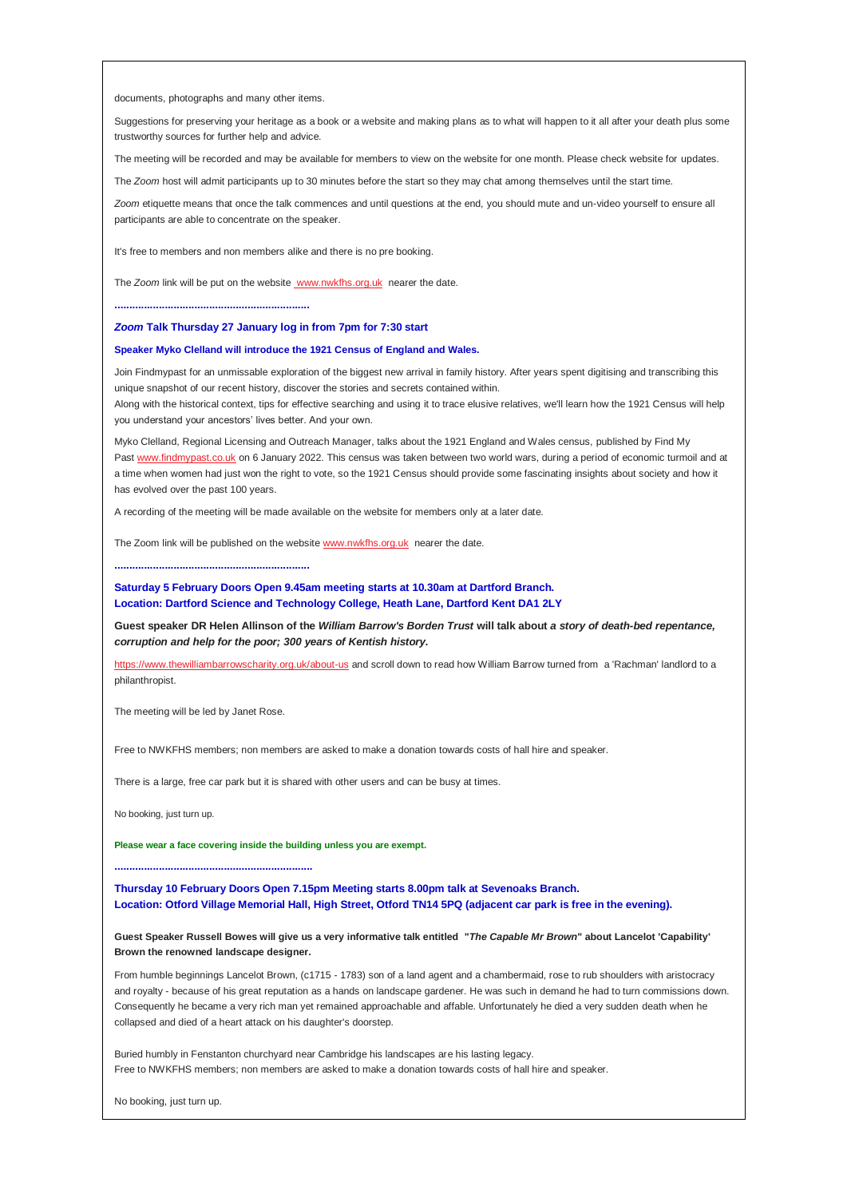documents, photographs and many other items.

Suggestions for preserving your heritage as a book or a website and making plans as to what will happen to it all after your death plus some trustworthy sources for further help and advice.

The meeting will be recorded and may be available for members to view on the website for one month. Please check website for updates.

The *Zoom* host will admit participants up to 30 minutes before the start so they may chat among themselves until the start time.

*Zoom* etiquette means that once the talk commences and until questions at the end, you should mute and un-video yourself to ensure all participants are able to concentrate on the speaker.

It's free to members and non members alike and there is no pre booking.

The *Zoom* link will be put on the website www.nwkfhs.org.uk nearer the date.

................................................................

***Zoom* Talk Thursday 27 January log in from 7pm for 7:30 start**

**Speaker Myko Clelland will introduce the 1921 Census of England and Wales.**

Join Findmypast for an unmissable exploration of the biggest new arrival in family history. After years spent digitising and transcribing this unique snapshot of our recent history, discover the stories and secrets contained within.
Along with the historical context, tips for effective searching and using it to trace elusive relatives, we'll learn how the 1921 Census will help you understand your ancestors' lives better. And your own.

Myko Clelland, Regional Licensing and Outreach Manager, talks about the 1921 England and Wales census, published by Find My Past www.findmypast.co.uk on 6 January 2022. This census was taken between two world wars, during a period of economic turmoil and at a time when women had just won the right to vote, so the 1921 Census should provide some fascinating insights about society and how it has evolved over the past 100 years.

A recording of the meeting will be made available on the website for members only at a later date.

The Zoom link will be published on the website www.nwkfhs.org.uk nearer the date.

................................................................

**Saturday 5 February Doors Open 9.45am meeting starts at 10.30am at Dartford Branch.**
**Location: Dartford Science and Technology College, Heath Lane, Dartford Kent DA1 2LY**

**Guest speaker DR Helen Allinson of the *William Barrow's Borden Trust* will talk about *a story of death-bed repentance, corruption and help for the poor; 300 years of Kentish history.***

https://www.thewilliambarrowscharity.org.uk/about-us and scroll down to read how William Barrow turned from a 'Rachman' landlord to a philanthropist.

The meeting will be led by Janet Rose.

Free to NWKFHS members; non members are asked to make a donation towards costs of hall hire and speaker.

There is a large, free car park but it is shared with other users and can be busy at times.

No booking, just turn up.

**Please wear a face covering inside the building unless you are exempt.**

................................................................

**Thursday 10 February Doors Open 7.15pm Meeting starts 8.00pm talk at Sevenoaks Branch.**
**Location: Otford Village Memorial Hall, High Street, Otford TN14 5PQ (adjacent car park is free in the evening).**

**Guest Speaker Russell Bowes will give us a very informative talk entitled "*The Capable Mr Brown*" about Lancelot 'Capability' Brown the renowned landscape designer.**

From humble beginnings Lancelot Brown, (c1715 - 1783) son of a land agent and a chambermaid, rose to rub shoulders with aristocracy and royalty - because of his great reputation as a hands on landscape gardener. He was such in demand he had to turn commissions down. Consequently he became a very rich man yet remained approachable and affable. Unfortunately he died a very sudden death when he collapsed and died of a heart attack on his daughter's doorstep.

Buried humbly in Fenstanton churchyard near Cambridge his landscapes are his lasting legacy.
Free to NWKFHS members; non members are asked to make a donation towards costs of hall hire and speaker.

No booking, just turn up.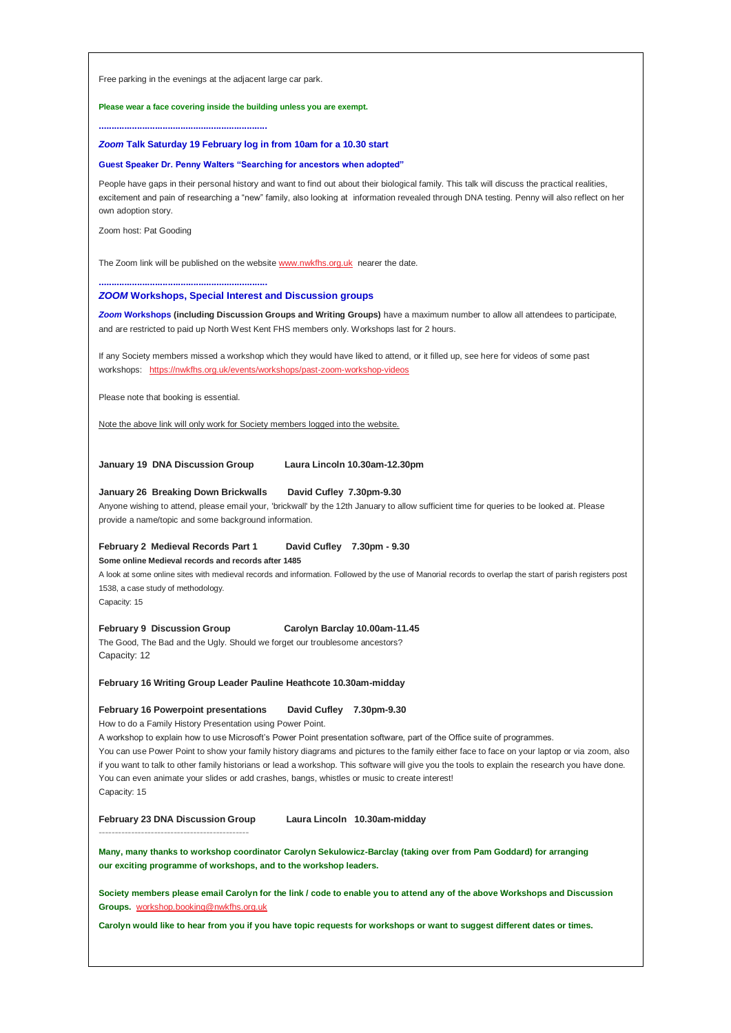Free parking in the evenings at the adjacent large car park.

**Please wear a face covering inside the building unless you are exempt.**

**................................................................**

***Zoom* Talk Saturday 19 February log in from 10am for a 10.30 start**

**Guest Speaker Dr. Penny Walters "Searching for ancestors when adopted"**

People have gaps in their personal history and want to find out about their biological family. This talk will discuss the practical realities, excitement and pain of researching a "new" family, also looking at information revealed through DNA testing. Penny will also reflect on her own adoption story.

Zoom host: Pat Gooding

The Zoom link will be published on the website www.nwkfhs.org.uk nearer the date.

**................................................................**

## *ZOOM* Workshops, Special Interest and Discussion groups

***Zoom* Workshops (including Discussion Groups and Writing Groups)** have a maximum number to allow all attendees to participate, and are restricted to paid up North West Kent FHS members only. Workshops last for 2 hours.

If any Society members missed a workshop which they would have liked to attend, or it filled up, see here for videos of some past workshops: https://nwkfhs.org.uk/events/workshops/past-zoom-workshop-videos

Please note that booking is essential.

Note the above link will only work for Society members logged into the website.

**January 19 DNA Discussion Group Laura Lincoln 10.30am-12.30pm**

**January 26 Breaking Down Brickwalls David Cufley 7.30pm-9.30**

Anyone wishing to attend, please email your, 'brickwall' by the 12th January to allow sufficient time for queries to be looked at. Please provide a name/topic and some background information.

**February 2 Medieval Records Part 1 David Cufley 7.30pm - 9.30**

**Some online Medieval records and records after 1485**

A look at some online sites with medieval records and information. Followed by the use of Manorial records to overlap the start of parish registers post 1538, a case study of methodology.

Capacity: 15

**February 9 Discussion Group Carolyn Barclay 10.00am-11.45**

The Good, The Bad and the Ugly. Should we forget our troublesome ancestors?

Capacity: 12

**February 16 Writing Group Leader Pauline Heathcote 10.30am-midday**

**February 16 Powerpoint presentations David Cufley 7.30pm-9.30**

How to do a Family History Presentation using Power Point.

A workshop to explain how to use Microsoft's Power Point presentation software, part of the Office suite of programmes.

You can use Power Point to show your family history diagrams and pictures to the family either face to face on your laptop or via zoom, also if you want to talk to other family historians or lead a workshop. This software will give you the tools to explain the research you have done. You can even animate your slides or add crashes, bangs, whistles or music to create interest!

Capacity: 15

**February 23 DNA Discussion Group Laura Lincoln 10.30am-midday**

---

**Many, many thanks to workshop coordinator Carolyn Sekulowicz-Barclay (taking over from Pam Goddard) for arranging our exciting programme of workshops, and to the workshop leaders.**

**Society members please email Carolyn for the link / code to enable you to attend any of the above Workshops and Discussion Groups.** workshop.booking@nwkfhs.org.uk

**Carolyn would like to hear from you if you have topic requests for workshops or want to suggest different dates or times.**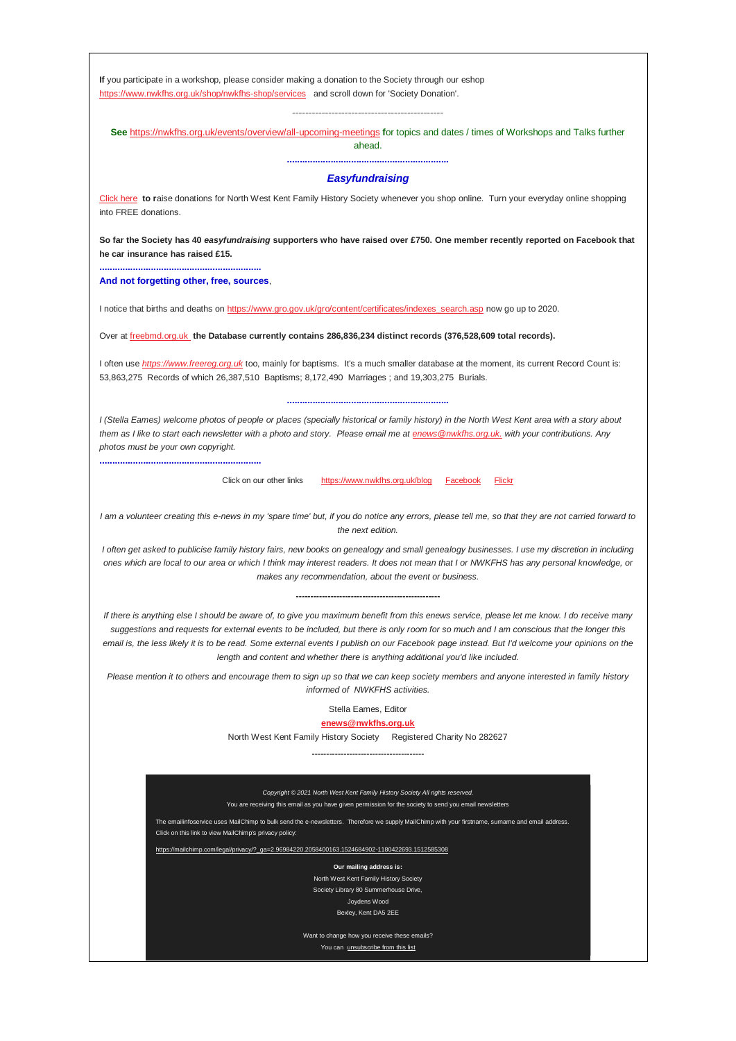**If** you participate in a workshop, please consider making a donation to the Society through our eshop https://www.nwkfhs.org.uk/shop/nwkfhs-shop/services and scroll down for 'Society Donation'.

---

**See** https://nwkfhs.org.uk/events/overview/all-upcoming-meetings **f**or topics and dates / times of Workshops and Talks further ahead.

...............................................................

### *Easyfundraising*

Click here **to r**aise donations for North West Kent Family History Society whenever you shop online. Turn your everyday online shopping into FREE donations.

**So far the Society has 40 *easyfundraising* supporters who have raised over £750. One member recently reported on Facebook that he car insurance has raised £15.**

...............................................................

**And not forgetting other, free, sources**,

I notice that births and deaths on https://www.gro.gov.uk/gro/content/certificates/indexes_search.asp now go up to 2020.

Over at freebmd.org.uk **the Database currently contains 286,836,234 distinct records (376,528,609 total records).**

I often use *https://www.freereg.org.uk* too, mainly for baptisms. It's a much smaller database at the moment, its current Record Count is: 53,863,275 Records of which 26,387,510 Baptisms; 8,172,490 Marriages ; and 19,303,275 Burials.

...............................................................

*I (Stella Eames) welcome photos of people or places (specially historical or family history) in the North West Kent area with a story about them as I like to start each newsletter with a photo and story. Please email me at enews@nwkfhs.org.uk. with your contributions. Any photos must be your own copyright.*

...............................................................

Click on our other links https://www.nwkfhs.org.uk/blog Facebook Flickr

*I am a volunteer creating this e-news in my 'spare time' but, if you do notice any errors, please tell me, so that they are not carried forward to the next edition.*

*I often get asked to publicise family history fairs, new books on genealogy and small genealogy businesses. I use my discretion in including ones which are local to our area or which I think may interest readers. It does not mean that I or NWKFHS has any personal knowledge, or makes any recommendation, about the event or business.*

---

*If there is anything else I should be aware of, to give you maximum benefit from this enews service, please let me know. I do receive many suggestions and requests for external events to be included, but there is only room for so much and I am conscious that the longer this email is, the less likely it is to be read. Some external events I publish on our Facebook page instead. But I'd welcome your opinions on the length and content and whether there is anything additional you'd like included.*

*Please mention it to others and encourage them to sign up so that we can keep society members and anyone interested in family history informed of NWKFHS activities.*

Stella Eames, Editor

**enews@nwkfhs.org.uk**

North West Kent Family History Society Registered Charity No 282627

---

*Copyright © 2021 North West Kent Family History Society All rights reserved.*

You are receiving this email as you have given permission for the society to send you email newsletters

The emailinfoservice uses MailChimp to bulk send the e-newsletters. Therefore we supply MailChimp with your firstname, surname and email address. Click on this link to view MailChimp's privacy policy:

https://mailchimp.com/legal/privacy/?_ga=2.96984220.2058400163.1524684902-1180422693.1512585308

**Our mailing address is:**

North West Kent Family History Society
Society Library 80 Summerhouse Drive,
Joydens Wood
Bexley, Kent DA5 2EE

Want to change how you receive these emails?
You can unsubscribe from this list